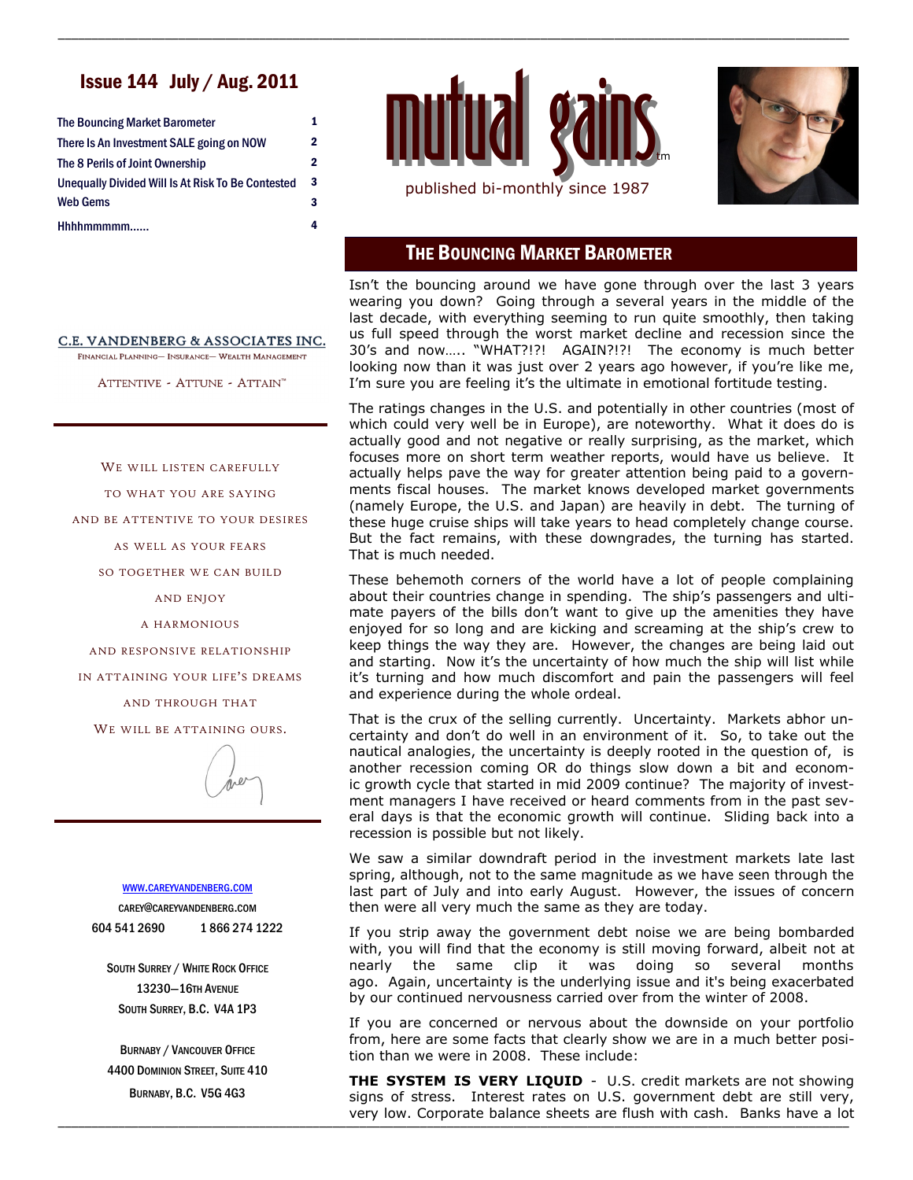# Issue 144 July / Aug. 2011

| | |
|---|---|
| The Bouncing Market Barometer | 1 |
| There Is An Investment SALE going on NOW | 2 |
| The 8 Perils of Joint Ownership | 2 |
| Unequally Divided Will Is At Risk To Be Contested | 3 |
| Web Gems | 3 |
| Hhhhmmmmm...... | 4 |

mutual gains™

published bi-monthly since 1987

C.E. VANDENBERG & ASSOCIATES INC.

FINANCIAL PLANNING— INSURANCE— WEALTH MANAGEMENT

ATTENTIVE - ATTUNE - ATTAIN™

WE WILL LISTEN CAREFULLY
TO WHAT YOU ARE SAYING
AND BE ATTENTIVE TO YOUR DESIRES
AS WELL AS YOUR FEARS
SO TOGETHER WE CAN BUILD
AND ENJOY
A HARMONIOUS
AND RESPONSIVE RELATIONSHIP
IN ATTAINING YOUR LIFE'S DREAMS
AND THROUGH THAT
WE WILL BE ATTAINING OURS.

Carey

WWW.CAREYVANDENBERG.COM

CAREY@CAREYVANDENBERG.COM

604 541 2690    1 866 274 1222

SOUTH SURREY / WHITE ROCK OFFICE
13230—16TH AVENUE
SOUTH SURREY, B.C. V4A 1P3

BURNABY / VANCOUVER OFFICE
4400 DOMINION STREET, SUITE 410
BURNABY, B.C. V5G 4G3

## THE BOUNCING MARKET BAROMETER

Isn't the bouncing around we have gone through over the last 3 years wearing you down? Going through a several years in the middle of the last decade, with everything seeming to run quite smoothly, then taking us full speed through the worst market decline and recession since the 30's and now….. "WHAT?!?! AGAIN?!?! The economy is much better looking now than it was just over 2 years ago however, if you're like me, I'm sure you are feeling it's the ultimate in emotional fortitude testing.

The ratings changes in the U.S. and potentially in other countries (most of which could very well be in Europe), are noteworthy. What it does do is actually good and not negative or really surprising, as the market, which focuses more on short term weather reports, would have us believe. It actually helps pave the way for greater attention being paid to a governments fiscal houses. The market knows developed market governments (namely Europe, the U.S. and Japan) are heavily in debt. The turning of these huge cruise ships will take years to head completely change course. But the fact remains, with these downgrades, the turning has started. That is much needed.

These behemoth corners of the world have a lot of people complaining about their countries change in spending. The ship's passengers and ultimate payers of the bills don't want to give up the amenities they have enjoyed for so long and are kicking and screaming at the ship's crew to keep things the way they are. However, the changes are being laid out and starting. Now it's the uncertainty of how much the ship will list while it's turning and how much discomfort and pain the passengers will feel and experience during the whole ordeal.

That is the crux of the selling currently. Uncertainty. Markets abhor uncertainty and don't do well in an environment of it. So, to take out the nautical analogies, the uncertainty is deeply rooted in the question of, is another recession coming OR do things slow down a bit and economic growth cycle that started in mid 2009 continue? The majority of investment managers I have received or heard comments from in the past several days is that the economic growth will continue. Sliding back into a recession is possible but not likely.

We saw a similar downdraft period in the investment markets late last spring, although, not to the same magnitude as we have seen through the last part of July and into early August. However, the issues of concern then were all very much the same as they are today.

If you strip away the government debt noise we are being bombarded with, you will find that the economy is still moving forward, albeit not at nearly the same clip it was doing so several months ago. Again, uncertainty is the underlying issue and it's being exacerbated by our continued nervousness carried over from the winter of 2008.

If you are concerned or nervous about the downside on your portfolio from, here are some facts that clearly show we are in a much better position than we were in 2008. These include:

**THE SYSTEM IS VERY LIQUID** - U.S. credit markets are not showing signs of stress. Interest rates on U.S. government debt are still very, very low. Corporate balance sheets are flush with cash. Banks have a lot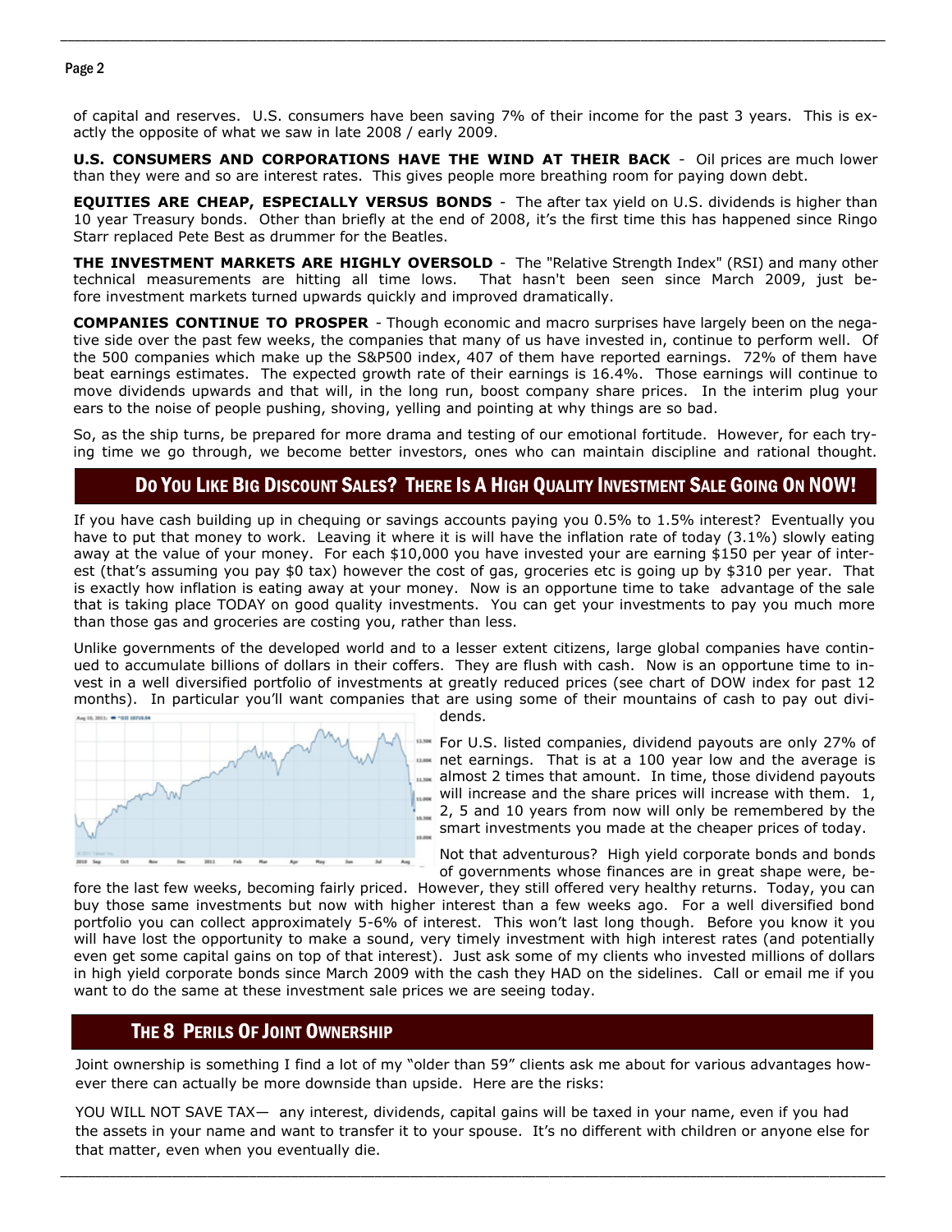of capital and reserves. U.S. consumers have been saving 7% of their income for the past 3 years. This is exactly the opposite of what we saw in late 2008 / early 2009.

**U.S. CONSUMERS AND CORPORATIONS HAVE THE WIND AT THEIR BACK** - Oil prices are much lower than they were and so are interest rates. This gives people more breathing room for paying down debt.

**EQUITIES ARE CHEAP, ESPECIALLY VERSUS BONDS** - The after tax yield on U.S. dividends is higher than 10 year Treasury bonds. Other than briefly at the end of 2008, it's the first time this has happened since Ringo Starr replaced Pete Best as drummer for the Beatles.

**THE INVESTMENT MARKETS ARE HIGHLY OVERSOLD** - The "Relative Strength Index" (RSI) and many other technical measurements are hitting all time lows. That hasn't been seen since March 2009, just before investment markets turned upwards quickly and improved dramatically.

**COMPANIES CONTINUE TO PROSPER** - Though economic and macro surprises have largely been on the negative side over the past few weeks, the companies that many of us have invested in, continue to perform well. Of the 500 companies which make up the S&P500 index, 407 of them have reported earnings. 72% of them have beat earnings estimates. The expected growth rate of their earnings is 16.4%. Those earnings will continue to move dividends upwards and that will, in the long run, boost company share prices. In the interim plug your ears to the noise of people pushing, shoving, yelling and pointing at why things are so bad.

So, as the ship turns, be prepared for more drama and testing of our emotional fortitude. However, for each trying time we go through, we become better investors, ones who can maintain discipline and rational thought.

## Do You Like Big Discount Sales? There Is A High Quality Investment Sale Going On NOW!

If you have cash building up in chequing or savings accounts paying you 0.5% to 1.5% interest? Eventually you have to put that money to work. Leaving it where it is will have the inflation rate of today (3.1%) slowly eating away at the value of your money. For each $10,000 you have invested your are earning $150 per year of interest (that's assuming you pay $0 tax) however the cost of gas, groceries etc is going up by $310 per year. That is exactly how inflation is eating away at your money. Now is an opportune time to take advantage of the sale that is taking place TODAY on good quality investments. You can get your investments to pay you much more than those gas and groceries are costing you, rather than less.

Unlike governments of the developed world and to a lesser extent citizens, large global companies have continued to accumulate billions of dollars in their coffers. They are flush with cash. Now is an opportune time to invest in a well diversified portfolio of investments at greatly reduced prices (see chart of DOW index for past 12 months). In particular you'll want companies that are using some of their mountains of cash to pay out dividends.

For U.S. listed companies, dividend payouts are only 27% of net earnings. That is at a 100 year low and the average is almost 2 times that amount. In time, those dividend payouts will increase and the share prices will increase with them. 1, 2, 5 and 10 years from now will only be remembered by the smart investments you made at the cheaper prices of today.

Not that adventurous? High yield corporate bonds and bonds of governments whose finances are in great shape were, before the last few weeks, becoming fairly priced. However, they still offered very healthy returns. Today, you can buy those same investments but now with higher interest than a few weeks ago. For a well diversified bond portfolio you can collect approximately 5-6% of interest. This won't last long though. Before you know it you will have lost the opportunity to make a sound, very timely investment with high interest rates (and potentially even get some capital gains on top of that interest). Just ask some of my clients who invested millions of dollars in high yield corporate bonds since March 2009 with the cash they HAD on the sidelines. Call or email me if you want to do the same at these investment sale prices we are seeing today.

## The 8 Perils Of Joint Ownership

Joint ownership is something I find a lot of my "older than 59" clients ask me about for various advantages however there can actually be more downside than upside. Here are the risks:

YOU WILL NOT SAVE TAX— any interest, dividends, capital gains will be taxed in your name, even if you had the assets in your name and want to transfer it to your spouse. It's no different with children or anyone else for that matter, even when you eventually die.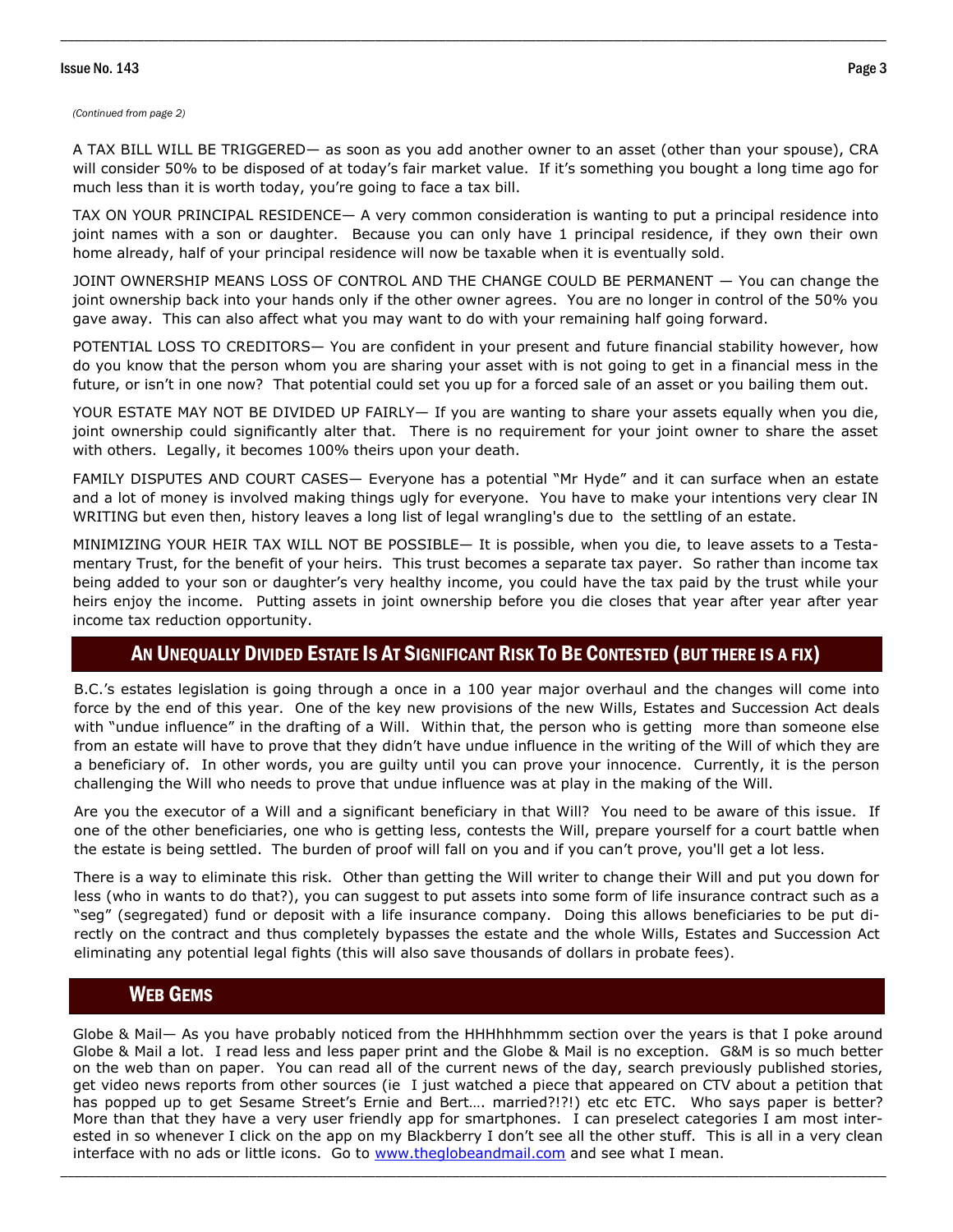*(Continued from page 2)*

A TAX BILL WILL BE TRIGGERED— as soon as you add another owner to an asset (other than your spouse), CRA will consider 50% to be disposed of at today's fair market value. If it's something you bought a long time ago for much less than it is worth today, you're going to face a tax bill.

TAX ON YOUR PRINCIPAL RESIDENCE— A very common consideration is wanting to put a principal residence into joint names with a son or daughter. Because you can only have 1 principal residence, if they own their own home already, half of your principal residence will now be taxable when it is eventually sold.

JOINT OWNERSHIP MEANS LOSS OF CONTROL AND THE CHANGE COULD BE PERMANENT — You can change the joint ownership back into your hands only if the other owner agrees. You are no longer in control of the 50% you gave away. This can also affect what you may want to do with your remaining half going forward.

POTENTIAL LOSS TO CREDITORS— You are confident in your present and future financial stability however, how do you know that the person whom you are sharing your asset with is not going to get in a financial mess in the future, or isn't in one now? That potential could set you up for a forced sale of an asset or you bailing them out.

YOUR ESTATE MAY NOT BE DIVIDED UP FAIRLY— If you are wanting to share your assets equally when you die, joint ownership could significantly alter that. There is no requirement for your joint owner to share the asset with others. Legally, it becomes 100% theirs upon your death.

FAMILY DISPUTES AND COURT CASES— Everyone has a potential "Mr Hyde" and it can surface when an estate and a lot of money is involved making things ugly for everyone. You have to make your intentions very clear IN WRITING but even then, history leaves a long list of legal wrangling's due to the settling of an estate.

MINIMIZING YOUR HEIR TAX WILL NOT BE POSSIBLE— It is possible, when you die, to leave assets to a Testamentary Trust, for the benefit of your heirs. This trust becomes a separate tax payer. So rather than income tax being added to your son or daughter's very healthy income, you could have the tax paid by the trust while your heirs enjoy the income. Putting assets in joint ownership before you die closes that year after year after year income tax reduction opportunity.

## An Unequally Divided Estate Is At Significant Risk To Be Contested (but there is a fix)

B.C.'s estates legislation is going through a once in a 100 year major overhaul and the changes will come into force by the end of this year. One of the key new provisions of the new Wills, Estates and Succession Act deals with "undue influence" in the drafting of a Will. Within that, the person who is getting more than someone else from an estate will have to prove that they didn't have undue influence in the writing of the Will of which they are a beneficiary of. In other words, you are guilty until you can prove your innocence. Currently, it is the person challenging the Will who needs to prove that undue influence was at play in the making of the Will.

Are you the executor of a Will and a significant beneficiary in that Will? You need to be aware of this issue. If one of the other beneficiaries, one who is getting less, contests the Will, prepare yourself for a court battle when the estate is being settled. The burden of proof will fall on you and if you can't prove, you'll get a lot less.

There is a way to eliminate this risk. Other than getting the Will writer to change their Will and put you down for less (who in wants to do that?), you can suggest to put assets into some form of life insurance contract such as a "seg" (segregated) fund or deposit with a life insurance company. Doing this allows beneficiaries to be put directly on the contract and thus completely bypasses the estate and the whole Wills, Estates and Succession Act eliminating any potential legal fights (this will also save thousands of dollars in probate fees).

## Web Gems

Globe & Mail— As you have probably noticed from the HHHhhhmmm section over the years is that I poke around Globe & Mail a lot. I read less and less paper print and the Globe & Mail is no exception. G&M is so much better on the web than on paper. You can read all of the current news of the day, search previously published stories, get video news reports from other sources (ie I just watched a piece that appeared on CTV about a petition that has popped up to get Sesame Street's Ernie and Bert…. married?!?!) etc etc ETC. Who says paper is better? More than that they have a very user friendly app for smartphones. I can preselect categories I am most interested in so whenever I click on the app on my Blackberry I don't see all the other stuff. This is all in a very clean interface with no ads or little icons. Go to [www.theglobeandmail.com](http://www.theglobeandmail.com) and see what I mean.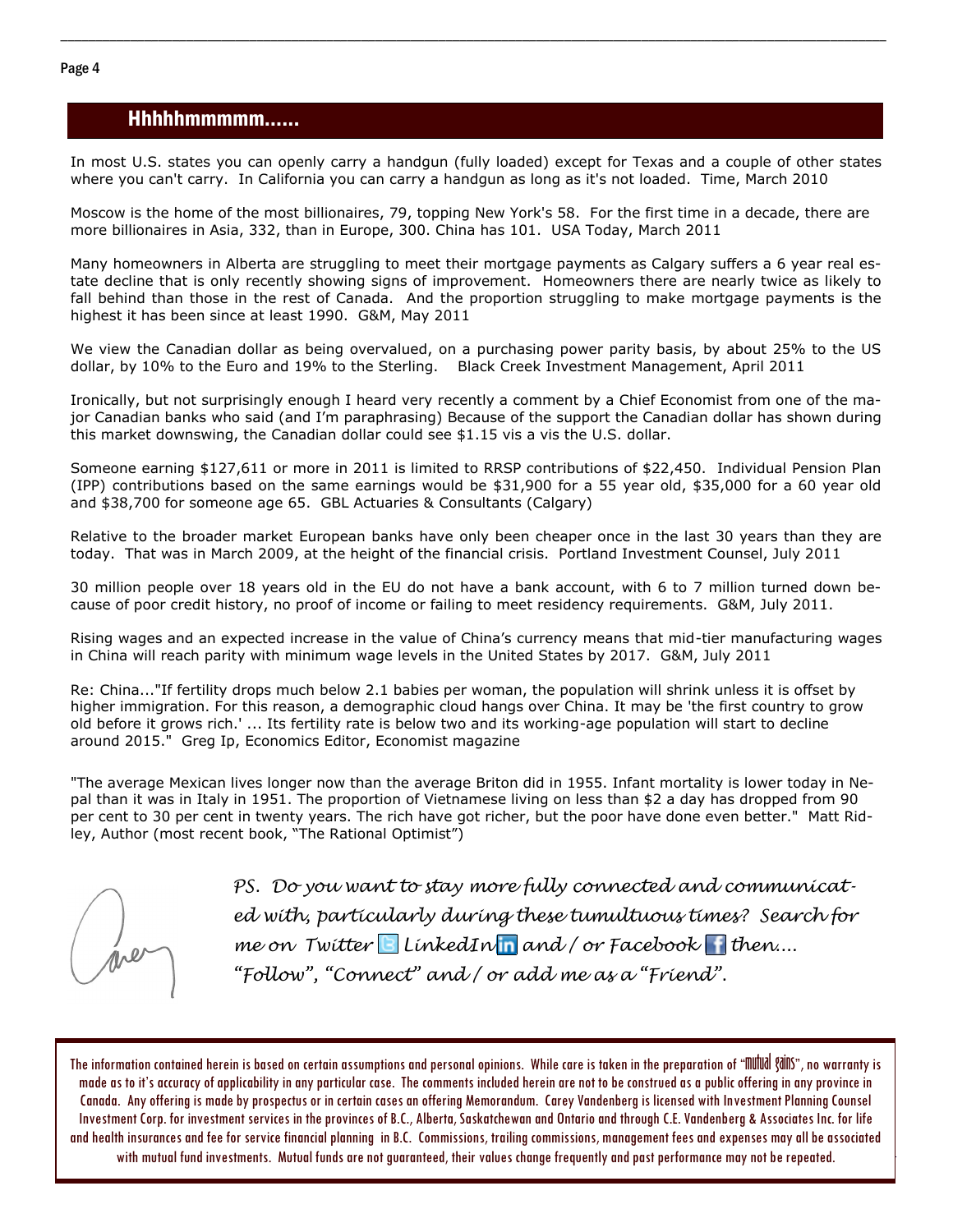## Hhhhhmmmmm......

In most U.S. states you can openly carry a handgun (fully loaded) except for Texas and a couple of other states where you can't carry. In California you can carry a handgun as long as it's not loaded. Time, March 2010

Moscow is the home of the most billionaires, 79, topping New York's 58. For the first time in a decade, there are more billionaires in Asia, 332, than in Europe, 300. China has 101. USA Today, March 2011

Many homeowners in Alberta are struggling to meet their mortgage payments as Calgary suffers a 6 year real estate decline that is only recently showing signs of improvement. Homeowners there are nearly twice as likely to fall behind than those in the rest of Canada. And the proportion struggling to make mortgage payments is the highest it has been since at least 1990. G&M, May 2011

We view the Canadian dollar as being overvalued, on a purchasing power parity basis, by about 25% to the US dollar, by 10% to the Euro and 19% to the Sterling. Black Creek Investment Management, April 2011

Ironically, but not surprisingly enough I heard very recently a comment by a Chief Economist from one of the major Canadian banks who said (and I'm paraphrasing) Because of the support the Canadian dollar has shown during this market downswing, the Canadian dollar could see $1.15 vis a vis the U.S. dollar.

Someone earning $127,611 or more in 2011 is limited to RRSP contributions of $22,450. Individual Pension Plan (IPP) contributions based on the same earnings would be $31,900 for a 55 year old, $35,000 for a 60 year old and $38,700 for someone age 65. GBL Actuaries & Consultants (Calgary)

Relative to the broader market European banks have only been cheaper once in the last 30 years than they are today. That was in March 2009, at the height of the financial crisis. Portland Investment Counsel, July 2011

30 million people over 18 years old in the EU do not have a bank account, with 6 to 7 million turned down because of poor credit history, no proof of income or failing to meet residency requirements. G&M, July 2011.

Rising wages and an expected increase in the value of China's currency means that mid-tier manufacturing wages in China will reach parity with minimum wage levels in the United States by 2017. G&M, July 2011

Re: China..."If fertility drops much below 2.1 babies per woman, the population will shrink unless it is offset by higher immigration. For this reason, a demographic cloud hangs over China. It may be 'the first country to grow old before it grows rich.' ... Its fertility rate is below two and its working-age population will start to decline around 2015." Greg Ip, Economics Editor, Economist magazine

"The average Mexican lives longer now than the average Briton did in 1955. Infant mortality is lower today in Nepal than it was in Italy in 1951. The proportion of Vietnamese living on less than $2 a day has dropped from 90 per cent to 30 per cent in twenty years. The rich have got richer, but the poor have done even better." Matt Ridley, Author (most recent book, "The Rational Optimist")

Carey

*PS. Do you want to stay more fully connected and communicated with, particularly during these tumultuous times? Search for me on Twitter LinkedIn and / or Facebook then.... "Follow", "Connect" and / or add me as a "Friend".*

The information contained herein is based on certain assumptions and personal opinions. While care is taken in the preparation of "mutual gains", no warranty is made as to it's accuracy of applicability in any particular case. The comments included herein are not to be construed as a public offering in any province in Canada. Any offering is made by prospectus or in certain cases an offering Memorandum. Carey Vandenberg is licensed with Investment Planning Counsel Investment Corp. for investment services in the provinces of B.C., Alberta, Saskatchewan and Ontario and through C.E. Vandenberg & Associates Inc. for life and health insurances and fee for service financial planning in B.C. Commissions, trailing commissions, management fees and expenses may all be associated with mutual fund investments. Mutual funds are not guaranteed, their values change frequently and past performance may not be repeated.